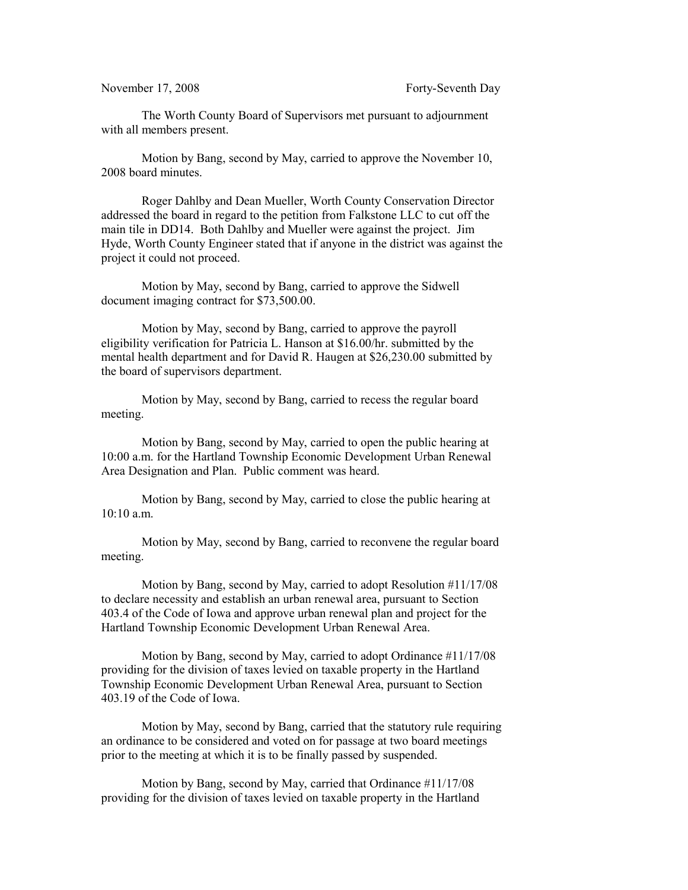November 17, 2008 Forty-Seventh Day

The Worth County Board of Supervisors met pursuant to adjournment with all members present.

Motion by Bang, second by May, carried to approve the November 10, 2008 board minutes.

Roger Dahlby and Dean Mueller, Worth County Conservation Director addressed the board in regard to the petition from Falkstone LLC to cut off the main tile in DD14. Both Dahlby and Mueller were against the project. Jim Hyde, Worth County Engineer stated that if anyone in the district was against the project it could not proceed.

Motion by May, second by Bang, carried to approve the Sidwell document imaging contract for $73,500.00.

Motion by May, second by Bang, carried to approve the payroll eligibility verification for Patricia L. Hanson at $16.00/hr. submitted by the mental health department and for David R. Haugen at $26,230.00 submitted by the board of supervisors department.

Motion by May, second by Bang, carried to recess the regular board meeting.

Motion by Bang, second by May, carried to open the public hearing at 10:00 a.m. for the Hartland Township Economic Development Urban Renewal Area Designation and Plan. Public comment was heard.

Motion by Bang, second by May, carried to close the public hearing at 10:10 a.m.

Motion by May, second by Bang, carried to reconvene the regular board meeting.

Motion by Bang, second by May, carried to adopt Resolution #11/17/08 to declare necessity and establish an urban renewal area, pursuant to Section 403.4 of the Code of Iowa and approve urban renewal plan and project for the Hartland Township Economic Development Urban Renewal Area.

Motion by Bang, second by May, carried to adopt Ordinance #11/17/08 providing for the division of taxes levied on taxable property in the Hartland Township Economic Development Urban Renewal Area, pursuant to Section 403.19 of the Code of Iowa.

Motion by May, second by Bang, carried that the statutory rule requiring an ordinance to be considered and voted on for passage at two board meetings prior to the meeting at which it is to be finally passed by suspended.

Motion by Bang, second by May, carried that Ordinance #11/17/08 providing for the division of taxes levied on taxable property in the Hartland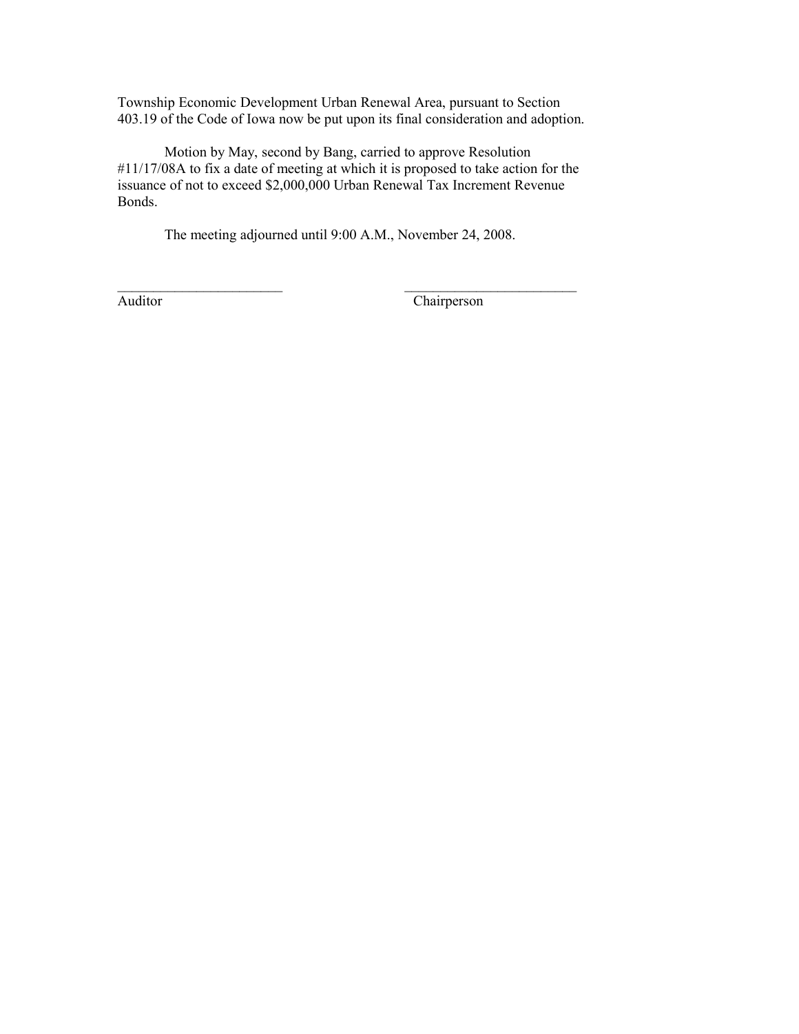Township Economic Development Urban Renewal Area, pursuant to Section 403.19 of the Code of Iowa now be put upon its final consideration and adoption.

Motion by May, second by Bang, carried to approve Resolution #11/17/08A to fix a date of meeting at which it is proposed to take action for the issuance of not to exceed $2,000,000 Urban Renewal Tax Increment Revenue Bonds.

The meeting adjourned until 9:00 A.M., November 24, 2008.

________________________ ________________________

Auditor Chairperson